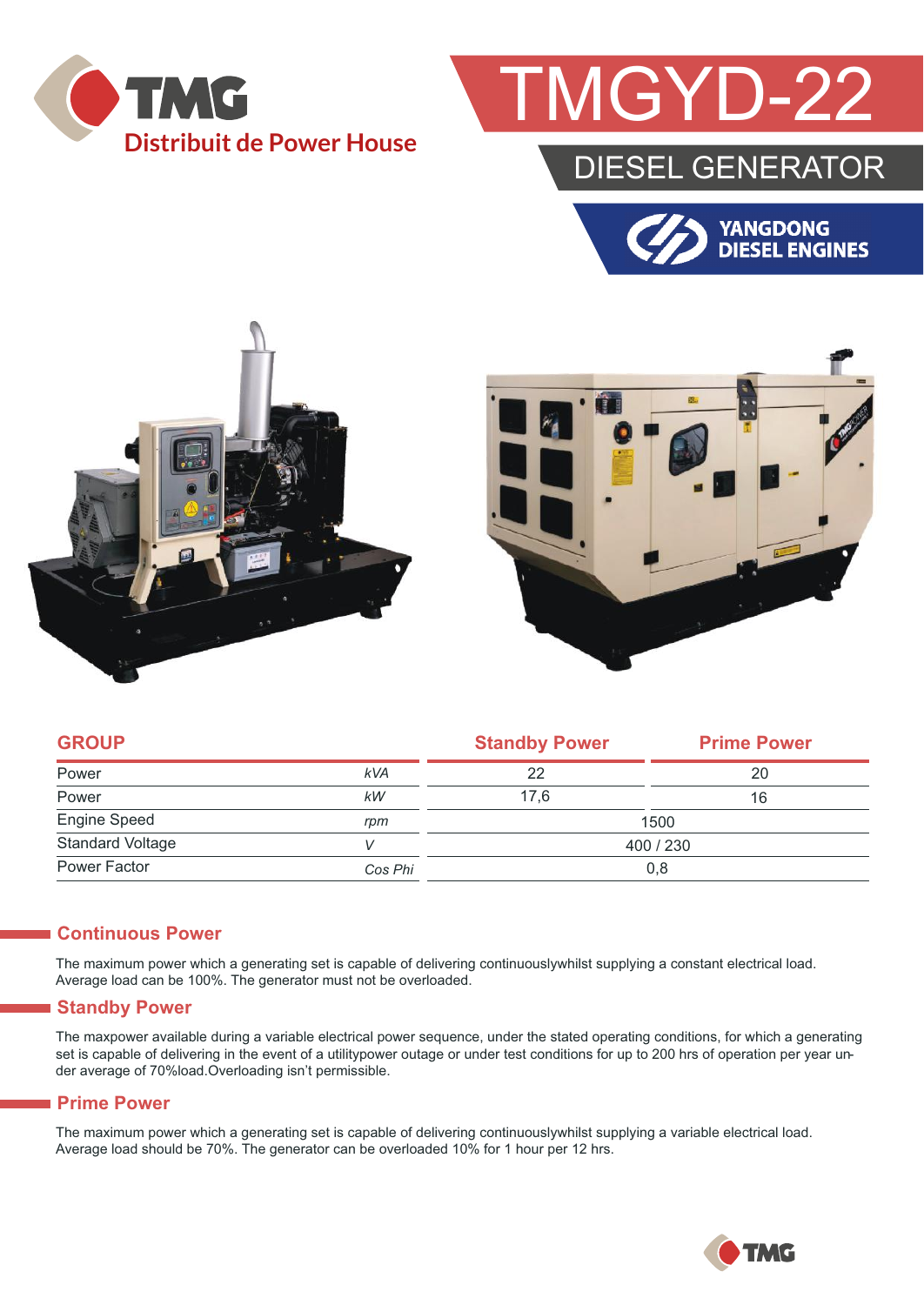TMG

Distribuit de Power House

# TMGYD-22

## DIESEL GENERATOR

YANGDONG DIESEL ENGINES

| GROUP | | Standby Power | Prime Power |
|---|---|---|---|
| Power | *kVA* | 22 | 20 |
| Power | *kW* | 17,6 | 16 |
| Engine Speed | *rpm* | 1500 | |
| Standard Voltage | *V* | 400 / 230 | |
| Power Factor | *Cos Phi* | 0,8 | |

### Continuous Power

The maximum power which a generating set is capable of delivering continuouslywhilst supplying a constant electrical load. Average load can be 100%. The generator must not be overloaded.

### Standby Power

The maxpower available during a variable electrical power sequence, under the stated operating conditions, for which a generating set is capable of delivering in the event of a utilitypower outage or under test conditions for up to 200 hrs of operation per year under average of 70%load.Overloading isn't permissible.

### Prime Power

The maximum power which a generating set is capable of delivering continuouslywhilst supplying a variable electrical load. Average load should be 70%. The generator can be overloaded 10% for 1 hour per 12 hrs.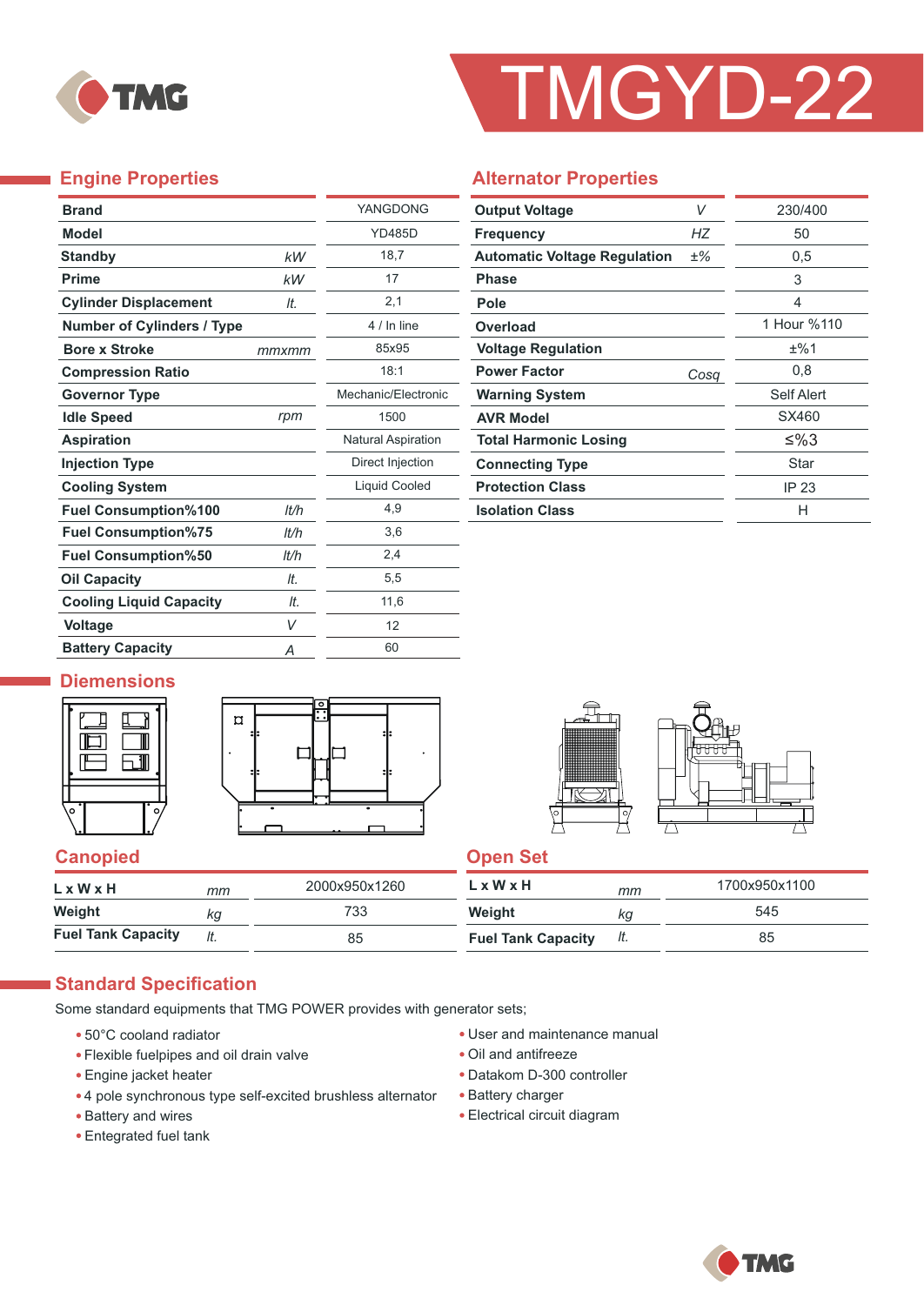# TMGYD-22

## Engine Properties

| Property | Unit | Value |
|---|---|---|
| Brand | | YANGDONG |
| Model | | YD485D |
| Standby | kW | 18,7 |
| Prime | kW | 17 |
| Cylinder Displacement | lt. | 2,1 |
| Number of Cylinders / Type | | 4 / In line |
| Bore x Stroke | mmxmm | 85x95 |
| Compression Ratio | | 18:1 |
| Governor Type | | Mechanic/Electronic |
| Idle Speed | rpm | 1500 |
| Aspiration | | Natural Aspiration |
| Injection Type | | Direct Injection |
| Cooling System | | Liquid Cooled |
| Fuel Consumption%100 | lt/h | 4,9 |
| Fuel Consumption%75 | lt/h | 3,6 |
| Fuel Consumption%50 | lt/h | 2,4 |
| Oil Capacity | lt. | 5,5 |
| Cooling Liquid Capacity | lt. | 11,6 |
| Voltage | V | 12 |
| Battery Capacity | A | 60 |

## Alternator Properties

| Property | Unit | Value |
|---|---|---|
| Output Voltage | V | 230/400 |
| Frequency | HZ | 50 |
| Automatic Voltage Regulation | ±% | 0,5 |
| Phase | | 3 |
| Pole | | 4 |
| Overload | | 1 Hour %110 |
| Voltage Regulation | | ±%1 |
| Power Factor | Cosq | 0,8 |
| Warning System | | Self Alert |
| AVR Model | | SX460 |
| Total Harmonic Losing | | ≤%3 |
| Connecting Type | | Star |
| Protection Class | | IP 23 |
| Isolation Class | | H |

## Diemensions

### Canopied

| Property | Unit | Value |
|---|---|---|
| L x W x H | mm | 2000x950x1260 |
| Weight | kg | 733 |
| Fuel Tank Capacity | lt. | 85 |

### Open Set

| Property | Unit | Value |
|---|---|---|
| L x W x H | mm | 1700x950x1100 |
| Weight | kg | 545 |
| Fuel Tank Capacity | lt. | 85 |

## Standard Specification

Some standard equipments that TMG POWER provides with generator sets;

- 50°C cooland radiator
- Flexible fuelpipes and oil drain valve
- Engine jacket heater
- 4 pole synchronous type self-excited brushless alternator
- Battery and wires
- Entegrated fuel tank
- User and maintenance manual
- Oil and antifreeze
- Datakom D-300 controller
- Battery charger
- Electrical circuit diagram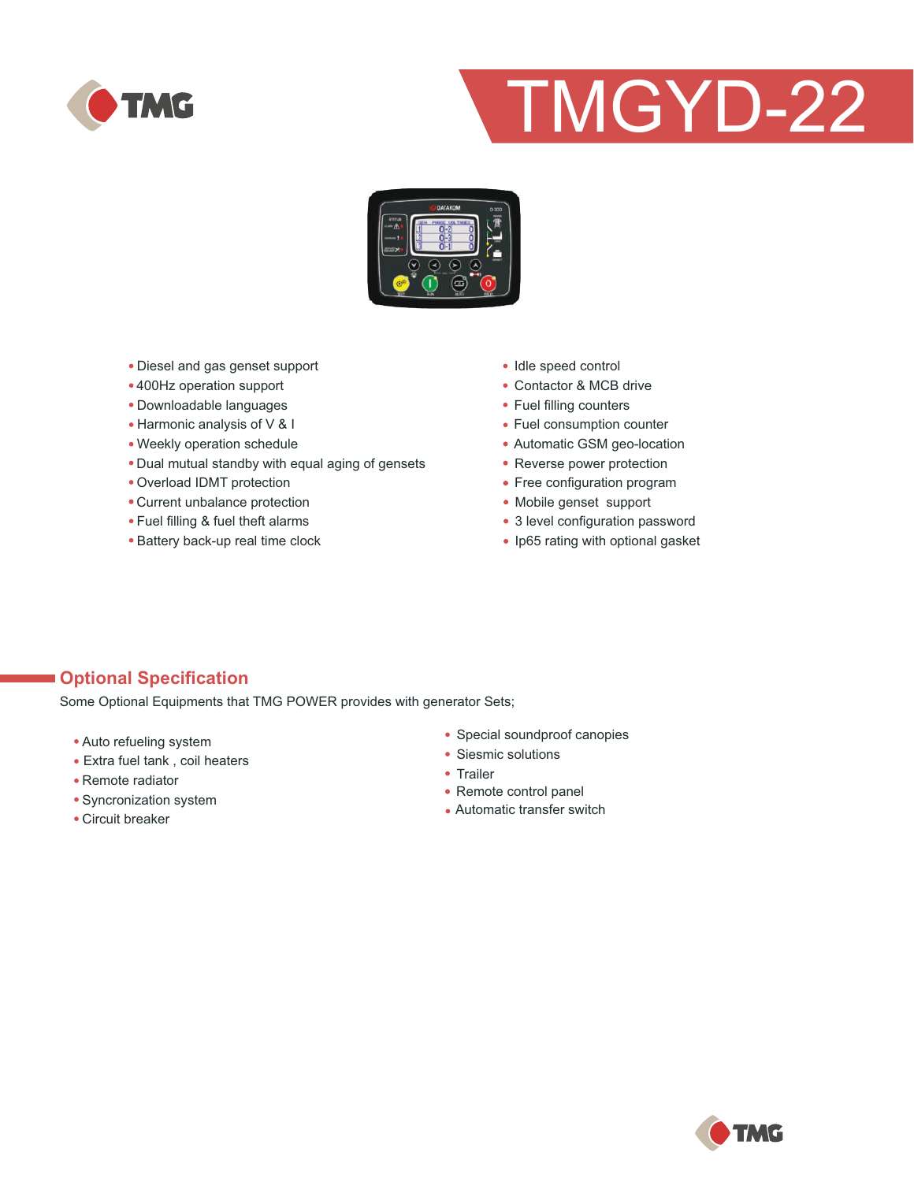# TMGYD-22

- Diesel and gas genset support
- 400Hz operation support
- Downloadable languages
- Harmonic analysis of V & I
- Weekly operation schedule
- Dual mutual standby with equal aging of gensets
- Overload IDMT protection
- Current unbalance protection
- Fuel filling & fuel theft alarms
- Battery back-up real time clock
- Idle speed control
- Contactor & MCB drive
- Fuel filling counters
- Fuel consumption counter
- Automatic GSM geo-location
- Reverse power protection
- Free configuration program
- Mobile genset support
- 3 level configuration password
- Ip65 rating with optional gasket

## Optional Specification

Some Optional Equipments that TMG POWER provides with generator Sets;

- Auto refueling system
- Extra fuel tank , coil heaters
- Remote radiator
- Syncronization system
- Circuit breaker
- Special soundproof canopies
- Siesmic solutions
- Trailer
- Remote control panel
- Automatic transfer switch